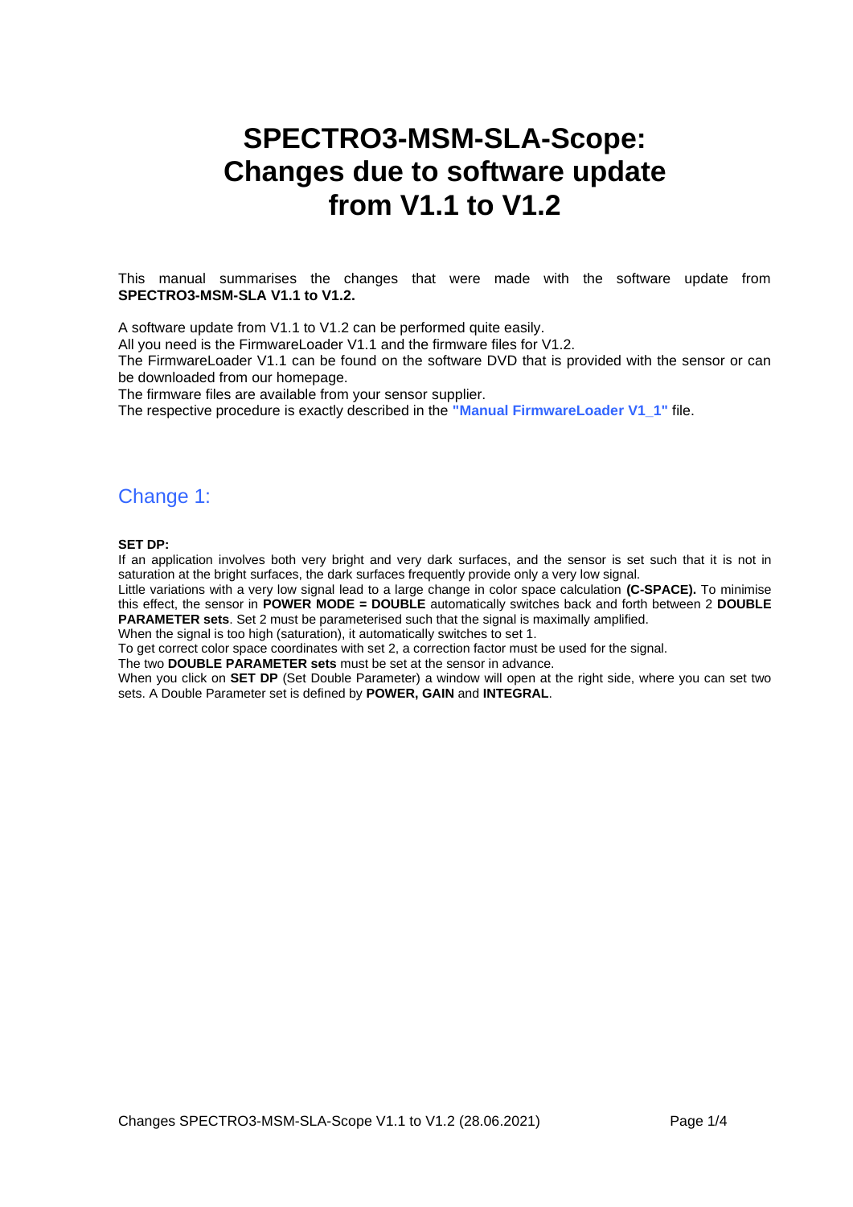# SPECTRO3-MSM-SLA-Scope: Changes due to software update from V1.1 to V1.2

This manual summarises the changes that were made with the software update from **SPECTRO3-MSM-SLA V1.1 to V1.2.**

A software update from V1.1 to V1.2 can be performed quite easily.
All you need is the FirmwareLoader V1.1 and the firmware files for V1.2.
The FirmwareLoader V1.1 can be found on the software DVD that is provided with the sensor or can be downloaded from our homepage.
The firmware files are available from your sensor supplier.
The respective procedure is exactly described in the **"Manual FirmwareLoader V1_1"** file.

## Change 1:

**SET DP:**
If an application involves both very bright and very dark surfaces, and the sensor is set such that it is not in saturation at the bright surfaces, the dark surfaces frequently provide only a very low signal.
Little variations with a very low signal lead to a large change in color space calculation **(C-SPACE).** To minimise this effect, the sensor in **POWER MODE = DOUBLE** automatically switches back and forth between 2 **DOUBLE PARAMETER sets**. Set 2 must be parameterised such that the signal is maximally amplified.
When the signal is too high (saturation), it automatically switches to set 1.
To get correct color space coordinates with set 2, a correction factor must be used for the signal.
The two **DOUBLE PARAMETER sets** must be set at the sensor in advance.
When you click on **SET DP** (Set Double Parameter) a window will open at the right side, where you can set two sets. A Double Parameter set is defined by **POWER, GAIN** and **INTEGRAL**.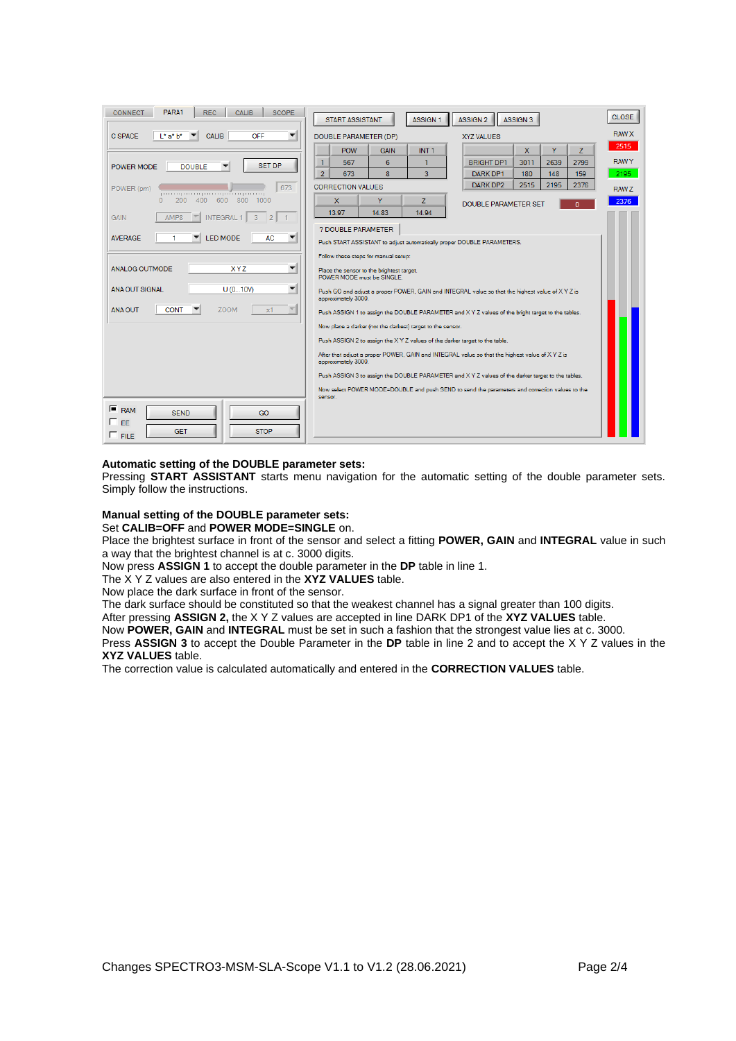**Automatic setting of the DOUBLE parameter sets:**
Pressing **START ASSISTANT** starts menu navigation for the automatic setting of the double parameter sets. Simply follow the instructions.

**Manual setting of the DOUBLE parameter sets:**
Set **CALIB=OFF** and **POWER MODE=SINGLE** on.
Place the brightest surface in front of the sensor and select a fitting **POWER, GAIN** and **INTEGRAL** value in such a way that the brightest channel is at c. 3000 digits.
Now press **ASSIGN 1** to accept the double parameter in the **DP** table in line 1.
The X Y Z values are also entered in the **XYZ VALUES** table.
Now place the dark surface in front of the sensor.
The dark surface should be constituted so that the weakest channel has a signal greater than 100 digits.
After pressing **ASSIGN 2,** the X Y Z values are accepted in line DARK DP1 of the **XYZ VALUES** table.
Now **POWER, GAIN** and **INTEGRAL** must be set in such a fashion that the strongest value lies at c. 3000.
Press **ASSIGN 3** to accept the Double Parameter in the **DP** table in line 2 and to accept the X Y Z values in the **XYZ VALUES** table.
The correction value is calculated automatically and entered in the **CORRECTION VALUES** table.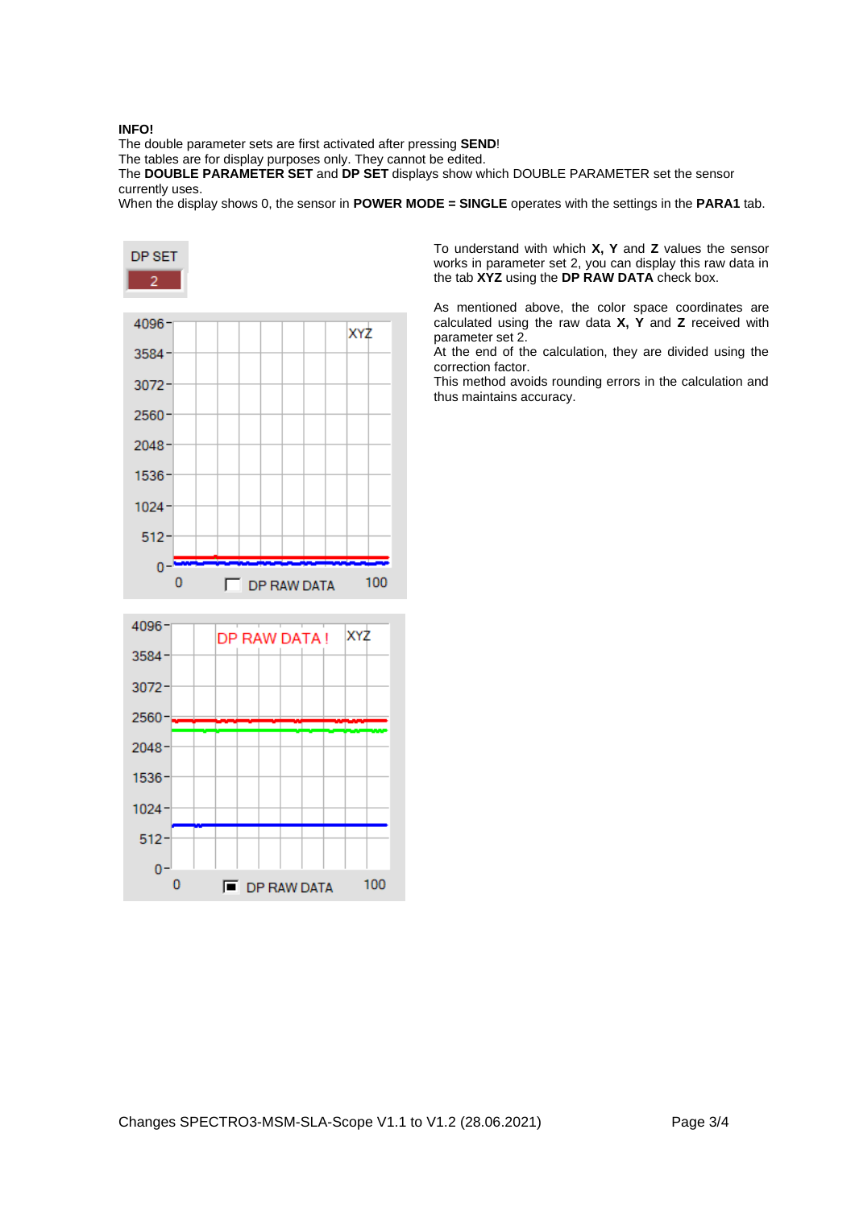**INFO!**
The double parameter sets are first activated after pressing **SEND**!
The tables are for display purposes only. They cannot be edited.
The **DOUBLE PARAMETER SET** and **DP SET** displays show which DOUBLE PARAMETER set the sensor currently uses.
When the display shows 0, the sensor in **POWER MODE = SINGLE** operates with the settings in the **PARA1** tab.

DP SET
2

4096
3584
3072
2560
2048
1536
1024
512
0
XYZ
0
DP RAW DATA
100

4096
3584
3072
2560
2048
1536
1024
512
0
DP RAW DATA !
XYZ
0
DP RAW DATA
100

To understand with which **X, Y** and **Z** values the sensor works in parameter set 2, you can display this raw data in the tab **XYZ** using the **DP RAW DATA** check box.

As mentioned above, the color space coordinates are calculated using the raw data **X, Y** and **Z** received with parameter set 2.
At the end of the calculation, they are divided using the correction factor.
This method avoids rounding errors in the calculation and thus maintains accuracy.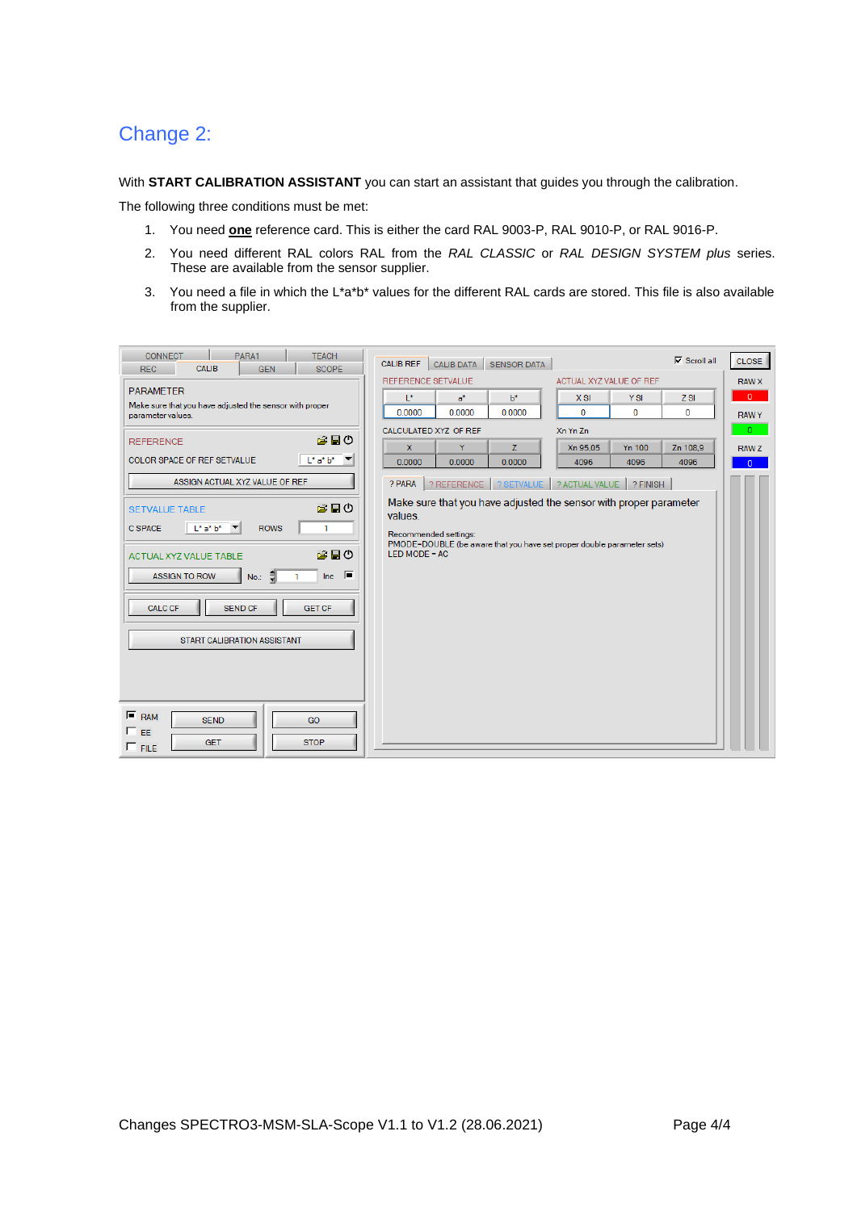## Change 2:

With **START CALIBRATION ASSISTANT** you can start an assistant that guides you through the calibration.

The following three conditions must be met:

1. You need **one** reference card. This is either the card RAL 9003-P, RAL 9010-P, or RAL 9016-P.
2. You need different RAL colors RAL from the *RAL CLASSIC* or *RAL DESIGN SYSTEM plus* series. These are available from the sensor supplier.
3. You need a file in which the L*a*b* values for the different RAL cards are stored. This file is also available from the supplier.

CONNECT PARA1 TEACH
REC CALIB GEN SCOPE

PARAMETER
Make sure that you have adjusted the sensor with proper parameter values.

REFERENCE
COLOR SPACE OF REF SETVALUE L* a* b*
ASSIGN ACTUAL XYZ VALUE OF REF

SETVALUE TABLE
C SPACE L* a* b* ROWS 1

ACTUAL XYZ VALUE TABLE
ASSIGN TO ROW No.: 1 Inc

CALC CF SEND CF GET CF

START CALIBRATION ASSISTANT

RAM EE FILE
SEND GET GO STOP

CALIB REF CALIB DATA SENSOR DATA
Scroll all CLOSE

REFERENCE SETVALUE
L* 0.0000 a* 0.0000 b* 0.0000

ACTUAL XYZ VALUE OF REF
X SI 0 Y SI 0 Z SI 0

CALCULATED XYZ OF REF
X 0.0000 Y 0.0000 Z 0.0000

Xn Yn Zn
Xn 95.05 4096 Yn 100 4096 Zn 108.9 4096

? PARA ? REFERENCE ? SETVALUE ? ACTUAL VALUE ? FINISH

Make sure that you have adjusted the sensor with proper parameter values.

Recommended settings:
PMODE=DOUBLE (be aware that you have set proper double parameter sets)
LED MODE = AC

RAW X 0
RAW Y 0
RAW Z 0